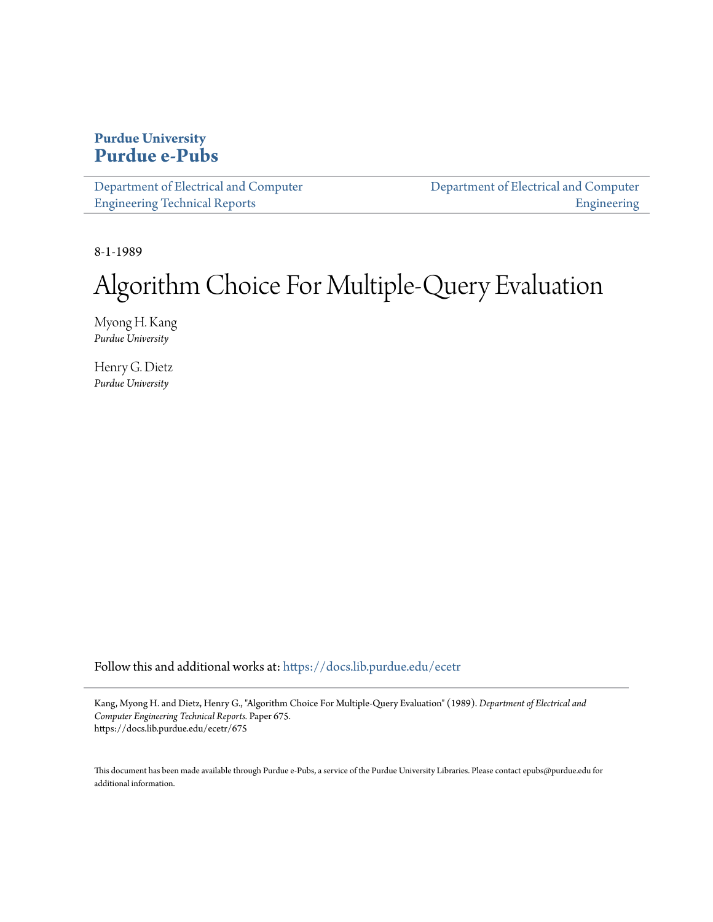**Purdue University**
**Purdue e-Pubs**

Department of Electrical and Computer Engineering Technical Reports | Department of Electrical and Computer Engineering

8-1-1989

# Algorithm Choice For Multiple-Query Evaluation

Myong H. Kang
*Purdue University*

Henry G. Dietz
*Purdue University*

Follow this and additional works at: https://docs.lib.purdue.edu/ecetr

Kang, Myong H. and Dietz, Henry G., "Algorithm Choice For Multiple-Query Evaluation" (1989). *Department of Electrical and Computer Engineering Technical Reports.* Paper 675.
https://docs.lib.purdue.edu/ecetr/675

This document has been made available through Purdue e-Pubs, a service of the Purdue University Libraries. Please contact epubs@purdue.edu for additional information.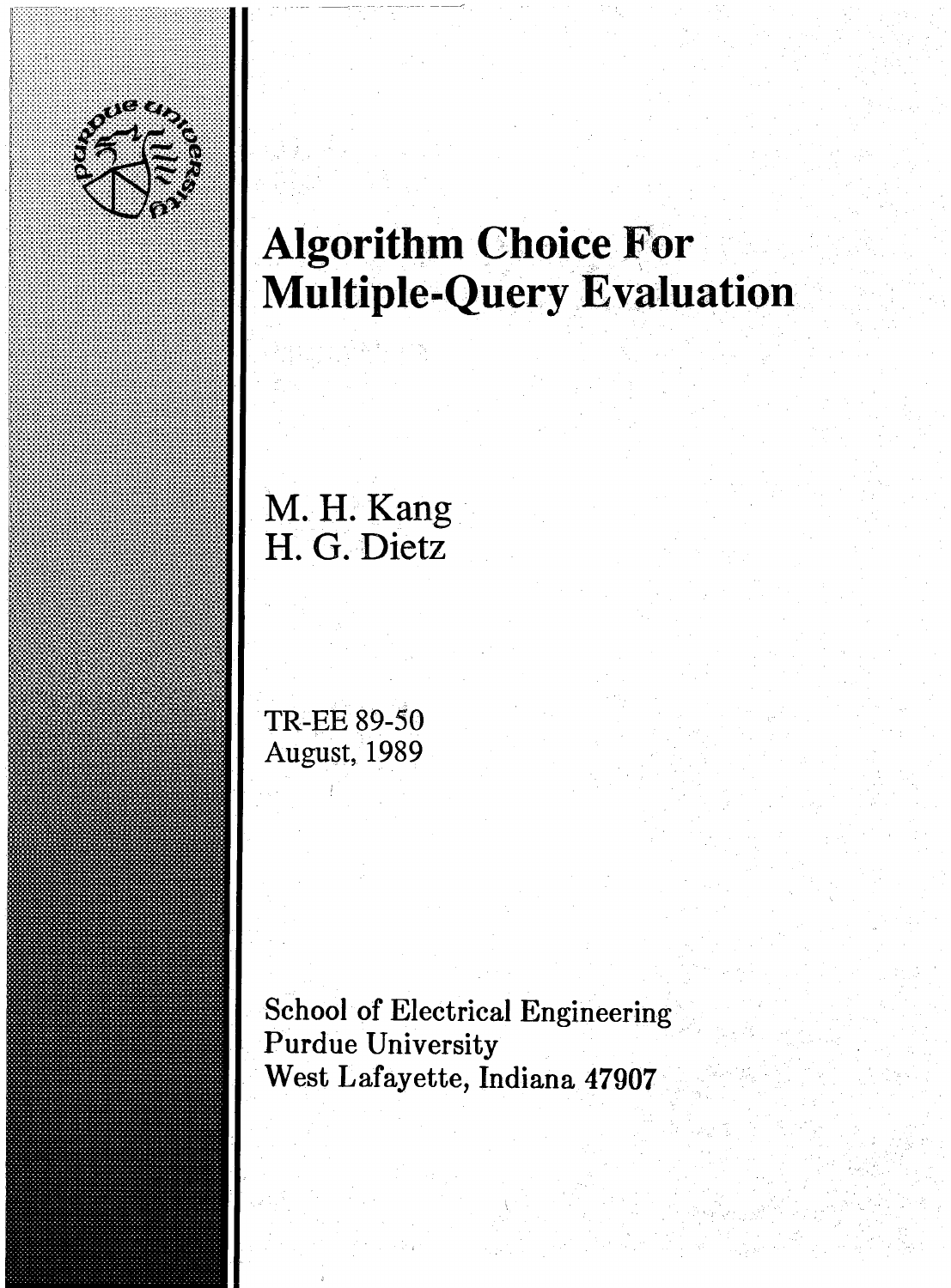# Algorithm Choice For Multiple-Query Evaluation

M. H. Kang
H. G. Dietz

TR-EE 89-50
August, 1989

School of Electrical Engineering
Purdue University
West Lafayette, Indiana 47907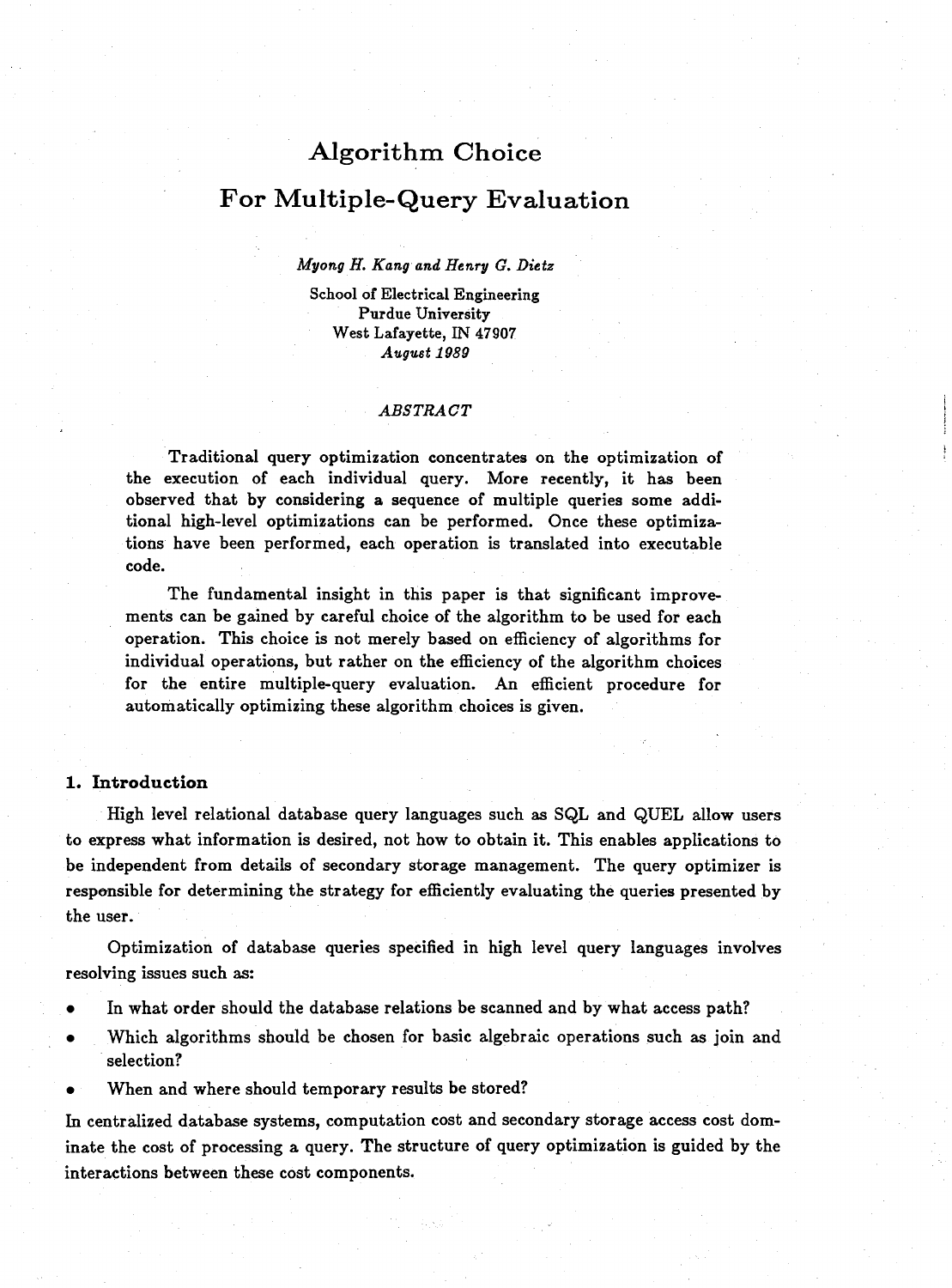# Algorithm Choice

# For Multiple-Query Evaluation

*Myong H. Kang and Henry G. Dietz*

School of Electrical Engineering
Purdue University
West Lafayette, IN 47907
*August 1989*

*ABSTRACT*

Traditional query optimization concentrates on the optimization of the execution of each individual query. More recently, it has been observed that by considering a sequence of multiple queries some additional high-level optimizations can be performed. Once these optimizations have been performed, each operation is translated into executable code.

The fundamental insight in this paper is that significant improvements can be gained by careful choice of the algorithm to be used for each operation. This choice is not merely based on efficiency of algorithms for individual operations, but rather on the efficiency of the algorithm choices for the entire multiple-query evaluation. An efficient procedure for automatically optimizing these algorithm choices is given.

## 1. Introduction

High level relational database query languages such as SQL and QUEL allow users to express what information is desired, not how to obtain it. This enables applications to be independent from details of secondary storage management. The query optimizer is responsible for determining the strategy for efficiently evaluating the queries presented by the user.

Optimization of database queries specified in high level query languages involves resolving issues such as:

- In what order should the database relations be scanned and by what access path?
- Which algorithms should be chosen for basic algebraic operations such as join and selection?
- When and where should temporary results be stored?

In centralized database systems, computation cost and secondary storage access cost dominate the cost of processing a query. The structure of query optimization is guided by the interactions between these cost components.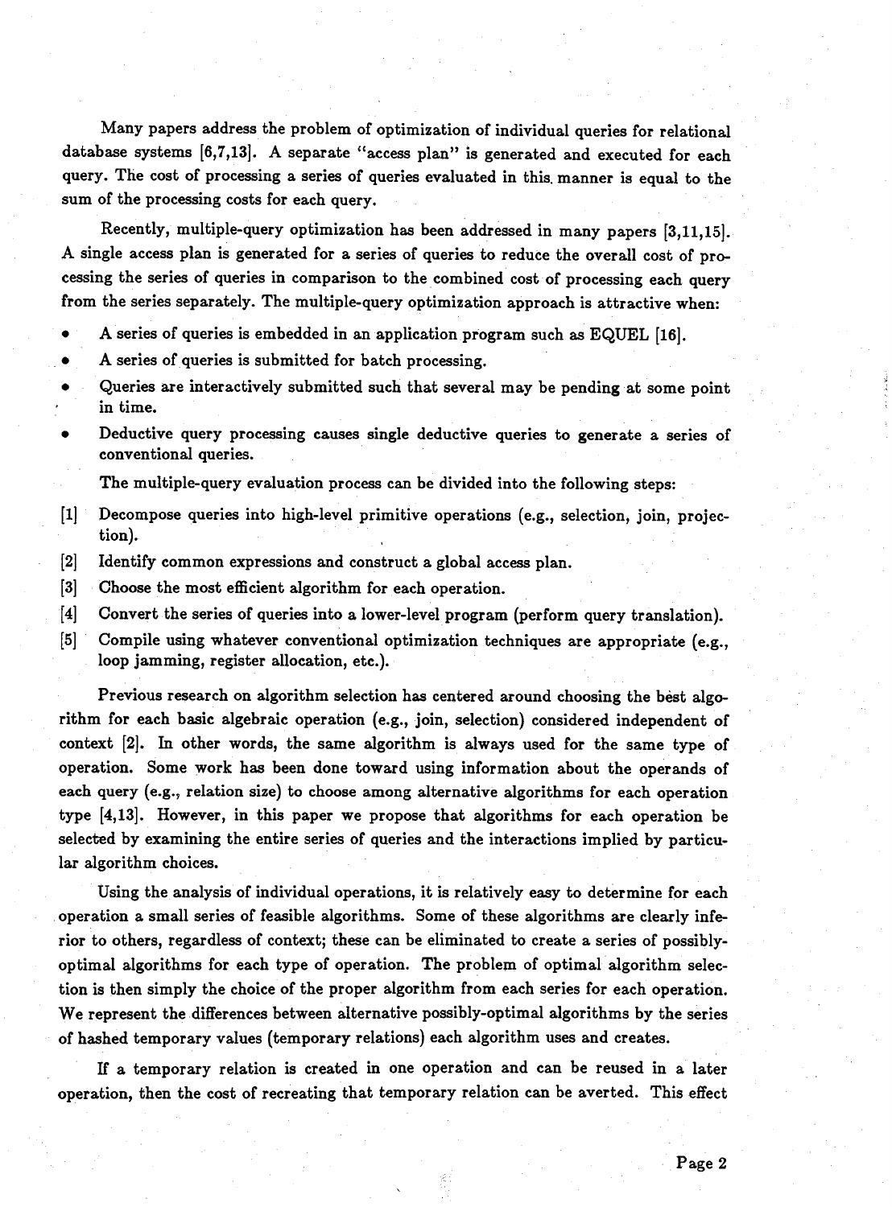Many papers address the problem of optimization of individual queries for relational database systems [6,7,13]. A separate "access plan" is generated and executed for each query. The cost of processing a series of queries evaluated in this manner is equal to the sum of the processing costs for each query.

Recently, multiple-query optimization has been addressed in many papers [3,11,15]. A single access plan is generated for a series of queries to reduce the overall cost of processing the series of queries in comparison to the combined cost of processing each query from the series separately. The multiple-query optimization approach is attractive when:

- A series of queries is embedded in an application program such as EQUEL [16].
- A series of queries is submitted for batch processing.
- Queries are interactively submitted such that several may be pending at some point in time.
- Deductive query processing causes single deductive queries to generate a series of conventional queries.

The multiple-query evaluation process can be divided into the following steps:

[1] Decompose queries into high-level primitive operations (e.g., selection, join, projection).

[2] Identify common expressions and construct a global access plan.

[3] Choose the most efficient algorithm for each operation.

[4] Convert the series of queries into a lower-level program (perform query translation).

[5] Compile using whatever conventional optimization techniques are appropriate (e.g., loop jamming, register allocation, etc.).

Previous research on algorithm selection has centered around choosing the best algorithm for each basic algebraic operation (e.g., join, selection) considered independent of context [2]. In other words, the same algorithm is always used for the same type of operation. Some work has been done toward using information about the operands of each query (e.g., relation size) to choose among alternative algorithms for each operation type [4,13]. However, in this paper we propose that algorithms for each operation be selected by examining the entire series of queries and the interactions implied by particular algorithm choices.

Using the analysis of individual operations, it is relatively easy to determine for each operation a small series of feasible algorithms. Some of these algorithms are clearly inferior to others, regardless of context; these can be eliminated to create a series of possibly-optimal algorithms for each type of operation. The problem of optimal algorithm selection is then simply the choice of the proper algorithm from each series for each operation. We represent the differences between alternative possibly-optimal algorithms by the series of hashed temporary values (temporary relations) each algorithm uses and creates.

If a temporary relation is created in one operation and can be reused in a later operation, then the cost of recreating that temporary relation can be averted. This effect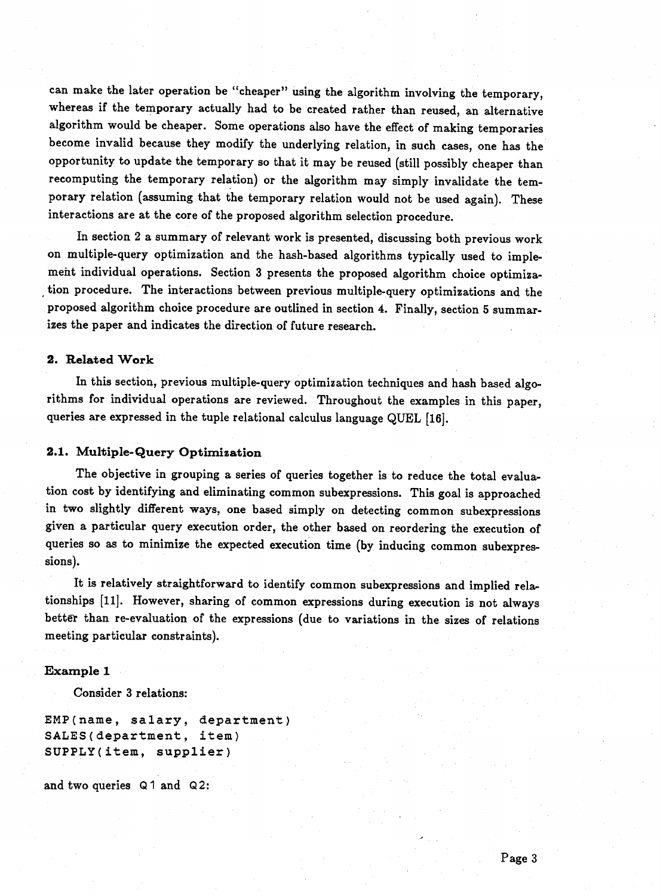can make the later operation be "cheaper" using the algorithm involving the temporary, whereas if the temporary actually had to be created rather than reused, an alternative algorithm would be cheaper. Some operations also have the effect of making temporaries become invalid because they modify the underlying relation, in such cases, one has the opportunity to update the temporary so that it may be reused (still possibly cheaper than recomputing the temporary relation) or the algorithm may simply invalidate the temporary relation (assuming that the temporary relation would not be used again). These interactions are at the core of the proposed algorithm selection procedure.

In section 2 a summary of relevant work is presented, discussing both previous work on multiple-query optimization and the hash-based algorithms typically used to implement individual operations. Section 3 presents the proposed algorithm choice optimization procedure. The interactions between previous multiple-query optimizations and the proposed algorithm choice procedure are outlined in section 4. Finally, section 5 summarizes the paper and indicates the direction of future research.

## 2. Related Work

In this section, previous multiple-query optimization techniques and hash based algorithms for individual operations are reviewed. Throughout the examples in this paper, queries are expressed in the tuple relational calculus language QUEL [16].

### 2.1. Multiple-Query Optimization

The objective in grouping a series of queries together is to reduce the total evaluation cost by identifying and eliminating common subexpressions. This goal is approached in two slightly different ways, one based simply on detecting common subexpressions given a particular query execution order, the other based on reordering the execution of queries so as to minimize the expected execution time (by inducing common subexpressions).

It is relatively straightforward to identify common subexpressions and implied relationships [11]. However, sharing of common expressions during execution is not always better than re-evaluation of the expressions (due to variations in the sizes of relations meeting particular constraints).

**Example 1**

Consider 3 relations:

```
EMP(name, salary, department)
SALES(department, item)
SUPPLY(item, supplier)
```

and two queries Q1 and Q2: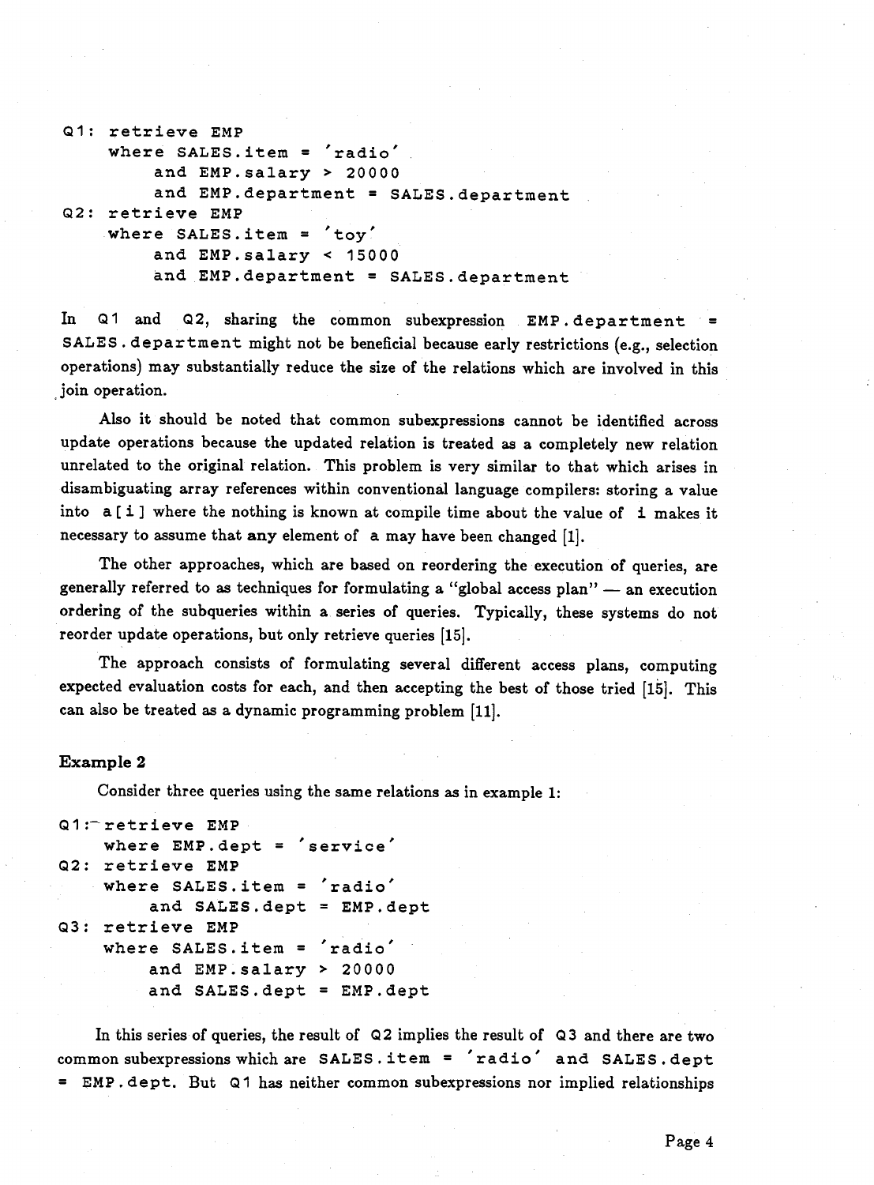```
Q1: retrieve EMP
     where SALES.item = 'radio'
          and EMP.salary > 20000
          and EMP.department = SALES.department
Q2: retrieve EMP
     where SALES.item = 'toy'
          and EMP.salary < 15000
          and EMP.department = SALES.department
```

In `Q1` and `Q2`, sharing the common subexpression `EMP.department = SALES.department` might not be beneficial because early restrictions (e.g., selection operations) may substantially reduce the size of the relations which are involved in this join operation.

Also it should be noted that common subexpressions cannot be identified across update operations because the updated relation is treated as a completely new relation unrelated to the original relation. This problem is very similar to that which arises in disambiguating array references within conventional language compilers: storing a value into `a[i]` where the nothing is known at compile time about the value of `i` makes it necessary to assume that **any** element of `a` may have been changed [1].

The other approaches, which are based on reordering the execution of queries, are generally referred to as techniques for formulating a "global access plan" — an execution ordering of the subqueries within a series of queries. Typically, these systems do not reorder update operations, but only retrieve queries [15].

The approach consists of formulating several different access plans, computing expected evaluation costs for each, and then accepting the best of those tried [15]. This can also be treated as a dynamic programming problem [11].

### Example 2

Consider three queries using the same relations as in example 1:

```
Q1: retrieve EMP
     where EMP.dept = 'service'
Q2: retrieve EMP
     where SALES.item = 'radio'
          and SALES.dept = EMP.dept
Q3: retrieve EMP
     where SALES.item = 'radio'
          and EMP.salary > 20000
          and SALES.dept = EMP.dept
```

In this series of queries, the result of `Q2` implies the result of `Q3` and there are two common subexpressions which are `SALES.item = 'radio'` and `SALES.dept = EMP.dept`. But `Q1` has neither common subexpressions nor implied relationships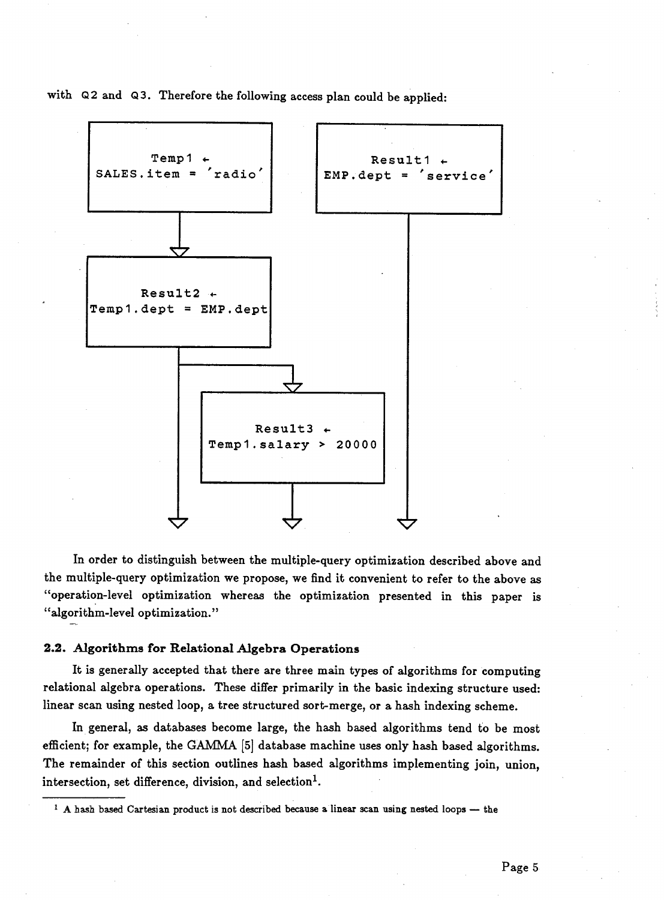with Q2 and Q3. Therefore the following access plan could be applied:

```
Temp1 ←                          Result1 ←
SALES.item = 'radio'             EMP.dept = 'service'
        |                                |
        v                                |
Result2 ←                                |
Temp1.dept = EMP.dept                    |
        |                                |
        |------------+                   |
        |            v                   |
        |     Result3 ←                  |
        |     Temp1.salary > 20000       |
        |            |                   |
        v            v                   v
```

In order to distinguish between the multiple-query optimization described above and the multiple-query optimization we propose, we find it convenient to refer to the above as "operation-level optimization whereas the optimization presented in this paper is "algorithm-level optimization."

### 2.2. Algorithms for Relational Algebra Operations

It is generally accepted that there are three main types of algorithms for computing relational algebra operations. These differ primarily in the basic indexing structure used: linear scan using nested loop, a tree structured sort-merge, or a hash indexing scheme.

In general, as databases become large, the hash based algorithms tend to be most efficient; for example, the GAMMA [5] database machine uses only hash based algorithms. The remainder of this section outlines hash based algorithms implementing join, union, intersection, set difference, division, and selection[1].

[1] A hash based Cartesian product is not described because a linear scan using nested loops — the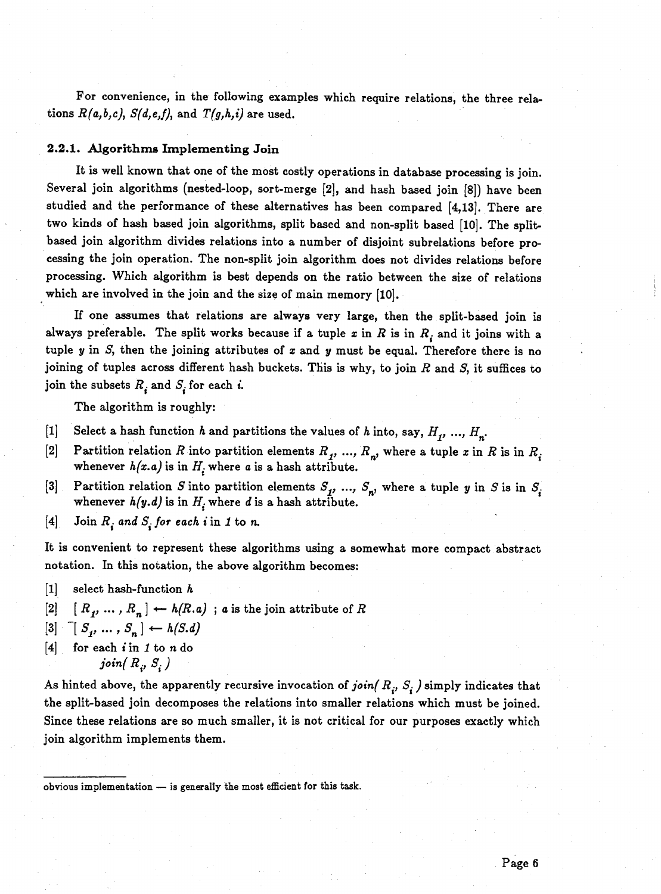For convenience, in the following examples which require relations, the three relations $R(a,b,c)$, $S(d,e,f)$, and $T(g,h,i)$ are used.

### 2.2.1. Algorithms Implementing Join

It is well known that one of the most costly operations in database processing is join. Several join algorithms (nested-loop, sort-merge [2], and hash based join [8]) have been studied and the performance of these alternatives has been compared [4,13]. There are two kinds of hash based join algorithms, split based and non-split based [10]. The split-based join algorithm divides relations into a number of disjoint subrelations before processing the join operation. The non-split join algorithm does not divides relations before processing. Which algorithm is best depends on the ratio between the size of relations which are involved in the join and the size of main memory [10].

If one assumes that relations are always very large, then the split-based join is always preferable. The split works because if a tuple $x$ in $R$ is in $R_i$ and it joins with a tuple $y$ in $S$, then the joining attributes of $x$ and $y$ must be equal. Therefore there is no joining of tuples across different hash buckets. This is why, to join $R$ and $S$, it suffices to join the subsets $R_i$ and $S_i$ for each $i$.

The algorithm is roughly:

[1] Select a hash function $h$ and partitions the values of $h$ into, say, $H_1, ..., H_n$.

[2] Partition relation $R$ into partition elements $R_1, ..., R_n$, where a tuple $x$ in $R$ is in $R_i$ whenever $h(x.a)$ is in $H_i$ where $a$ is a hash attribute.

[3] Partition relation $S$ into partition elements $S_1, ..., S_n$, where a tuple $y$ in $S$ is in $S_i$ whenever $h(y.d)$ is in $H_i$ where $d$ is a hash attribute.

[4] Join $R_i$ *and* $S_i$ *for each* $i$ in $1$ to $n$.

It is convenient to represent these algorithms using a somewhat more compact abstract notation. In this notation, the above algorithm becomes:

[1] select hash-function $h$

[2] $[R_1, ..., R_n] \leftarrow h(R.a)$ ; $a$ is the join attribute of $R$

[3] $[S_1, ..., S_n] \leftarrow h(S.d)$

[4] for each $i$ in $1$ to $n$ do
    *join*( $R_i$, $S_i$ )

As hinted above, the apparently recursive invocation of *join*( $R_i$, $S_i$ ) simply indicates that the split-based join decomposes the relations into smaller relations which must be joined. Since these relations are so much smaller, it is not critical for our purposes exactly which join algorithm implements them.

---

obvious implementation — is generally the most efficient for this task.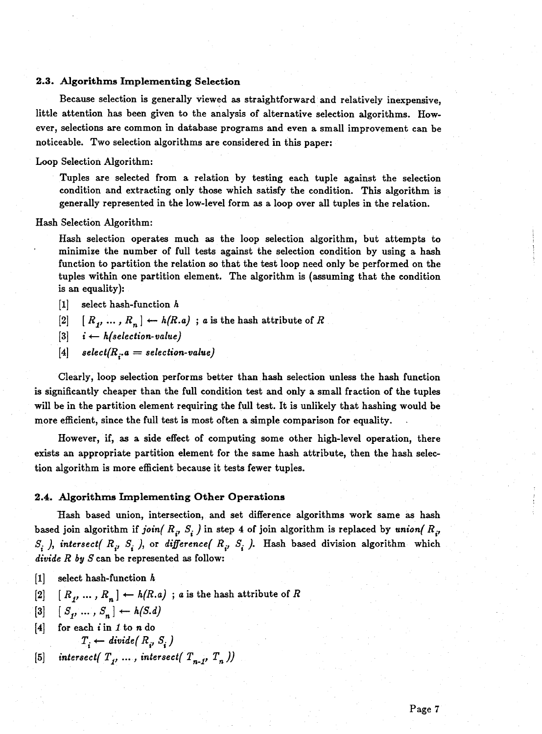### 2.3. Algorithms Implementing Selection

Because selection is generally viewed as straightforward and relatively inexpensive, little attention has been given to the analysis of alternative selection algorithms. However, selections are common in database programs and even a small improvement can be noticeable. Two selection algorithms are considered in this paper:

Loop Selection Algorithm:

> Tuples are selected from a relation by testing each tuple against the selection condition and extracting only those which satisfy the condition. This algorithm is generally represented in the low-level form as a loop over all tuples in the relation.

Hash Selection Algorithm:

> Hash selection operates much as the loop selection algorithm, but attempts to minimize the number of full tests against the selection condition by using a hash function to partition the relation so that the test loop need only be performed on the tuples within one partition element. The algorithm is (assuming that the condition is an equality):
>
> [1] select hash-function $h$
>
> [2] $[\, R_1, \ldots, R_n \,] \leftarrow h(R.a)$ ; $a$ is the hash attribute of $R$
>
> [3] $i \leftarrow h(\textit{selection-value})$
>
> [4] $\textit{select}(R_i.a = \textit{selection-value})$

Clearly, loop selection performs better than hash selection unless the hash function is significantly cheaper than the full condition test and only a small fraction of the tuples will be in the partition element requiring the full test. It is unlikely that hashing would be more efficient, since the full test is most often a simple comparison for equality.

However, if, as a side effect of computing some other high-level operation, there exists an appropriate partition element for the same hash attribute, then the hash selection algorithm is more efficient because it tests fewer tuples.

### 2.4. Algorithms Implementing Other Operations

Hash based union, intersection, and set difference algorithms work same as hash based join algorithm if *join*( $R_i$, $S_i$ ) in step 4 of join algorithm is replaced by *union*( $R_i$, $S_i$ ), *intersect*( $R_i$, $S_i$ ), or *difference*( $R_i$, $S_i$ ). Hash based division algorithm which *divide R by S* can be represented as follow:

[1] select hash-function $h$

[2] $[\, R_1, \ldots, R_n \,] \leftarrow h(R.a)$ ; $a$ is the hash attribute of $R$

[3] $[\, S_1, \ldots, S_n \,] \leftarrow h(S.d)$

[4] for each $i$ in $1$ to $n$ do

    $T_i \leftarrow \textit{divide}(\, R_i, S_i \,)$

[5] $\textit{intersect}(\, T_1, \ldots, \textit{intersect}(\, T_{n-1}, T_n \,))$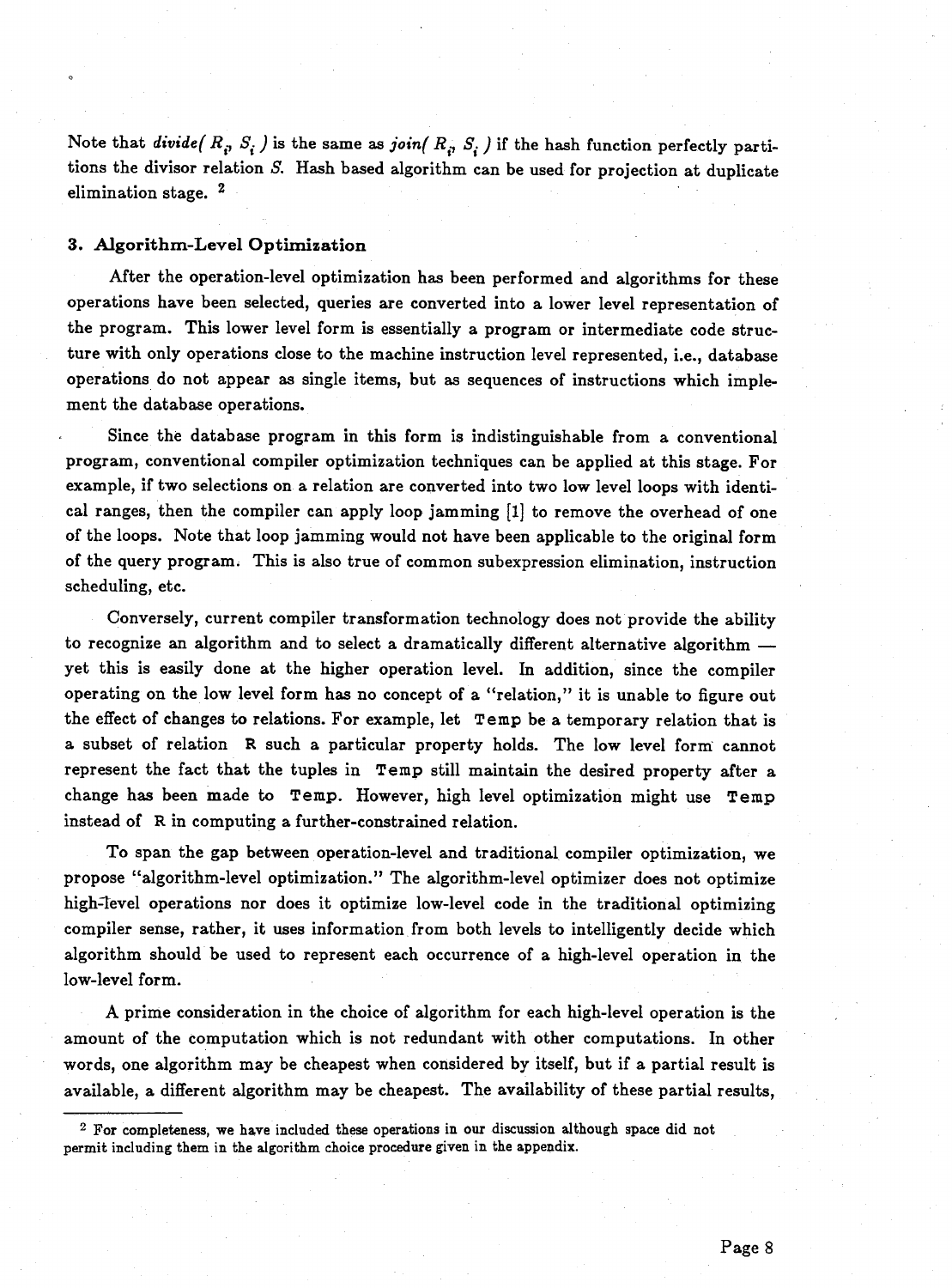Note that *divide*( $R_i$, $S_i$ ) is the same as *join*( $R_i$, $S_i$ ) if the hash function perfectly partitions the divisor relation $S$. Hash based algorithm can be used for projection at duplicate elimination stage. [2]

### 3. Algorithm-Level Optimization

After the operation-level optimization has been performed and algorithms for these operations have been selected, queries are converted into a lower level representation of the program. This lower level form is essentially a program or intermediate code structure with only operations close to the machine instruction level represented, i.e., database operations do not appear as single items, but as sequences of instructions which implement the database operations.

Since the database program in this form is indistinguishable from a conventional program, conventional compiler optimization techniques can be applied at this stage. For example, if two selections on a relation are converted into two low level loops with identical ranges, then the compiler can apply loop jamming [1] to remove the overhead of one of the loops. Note that loop jamming would not have been applicable to the original form of the query program. This is also true of common subexpression elimination, instruction scheduling, etc.

Conversely, current compiler transformation technology does not provide the ability to recognize an algorithm and to select a dramatically different alternative algorithm — yet this is easily done at the higher operation level. In addition, since the compiler operating on the low level form has no concept of a "relation," it is unable to figure out the effect of changes to relations. For example, let `Temp` be a temporary relation that is a subset of relation `R` such a particular property holds. The low level form cannot represent the fact that the tuples in `Temp` still maintain the desired property after a change has been made to `Temp`. However, high level optimization might use `Temp` instead of `R` in computing a further-constrained relation.

To span the gap between operation-level and traditional compiler optimization, we propose "algorithm-level optimization." The algorithm-level optimizer does not optimize high-level operations nor does it optimize low-level code in the traditional optimizing compiler sense, rather, it uses information from both levels to intelligently decide which algorithm should be used to represent each occurrence of a high-level operation in the low-level form.

A prime consideration in the choice of algorithm for each high-level operation is the amount of the computation which is not redundant with other computations. In other words, one algorithm may be cheapest when considered by itself, but if a partial result is available, a different algorithm may be cheapest. The availability of these partial results,

[2] For completeness, we have included these operations in our discussion although space did not permit including them in the algorithm choice procedure given in the appendix.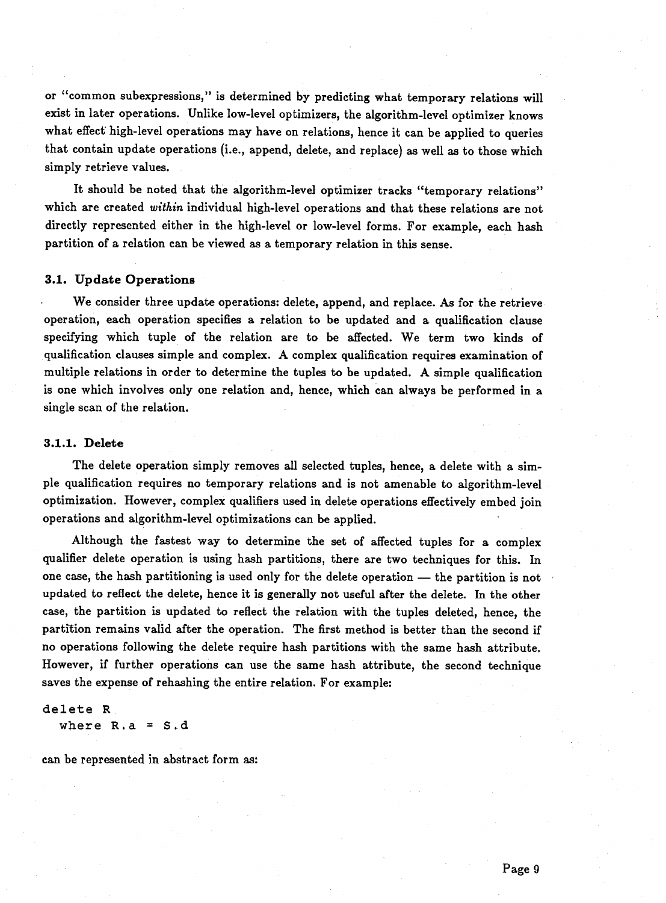or "common subexpressions," is determined by predicting what temporary relations will exist in later operations. Unlike low-level optimizers, the algorithm-level optimizer knows what effect high-level operations may have on relations, hence it can be applied to queries that contain update operations (i.e., append, delete, and replace) as well as to those which simply retrieve values.

It should be noted that the algorithm-level optimizer tracks "temporary relations" which are created *within* individual high-level operations and that these relations are not directly represented either in the high-level or low-level forms. For example, each hash partition of a relation can be viewed as a temporary relation in this sense.

### 3.1. Update Operations

We consider three update operations: delete, append, and replace. As for the retrieve operation, each operation specifies a relation to be updated and a qualification clause specifying which tuple of the relation are to be affected. We term two kinds of qualification clauses simple and complex. A complex qualification requires examination of multiple relations in order to determine the tuples to be updated. A simple qualification is one which involves only one relation and, hence, which can always be performed in a single scan of the relation.

#### 3.1.1. Delete

The delete operation simply removes all selected tuples, hence, a delete with a simple qualification requires no temporary relations and is not amenable to algorithm-level optimization. However, complex qualifiers used in delete operations effectively embed join operations and algorithm-level optimizations can be applied.

Although the fastest way to determine the set of affected tuples for a complex qualifier delete operation is using hash partitions, there are two techniques for this. In one case, the hash partitioning is used only for the delete operation — the partition is not updated to reflect the delete, hence it is generally not useful after the delete. In the other case, the partition is updated to reflect the relation with the tuples deleted, hence, the partition remains valid after the operation. The first method is better than the second if no operations following the delete require hash partitions with the same hash attribute. However, if further operations can use the same hash attribute, the second technique saves the expense of rehashing the entire relation. For example:

```
delete R
  where R.a = S.d
```

can be represented in abstract form as: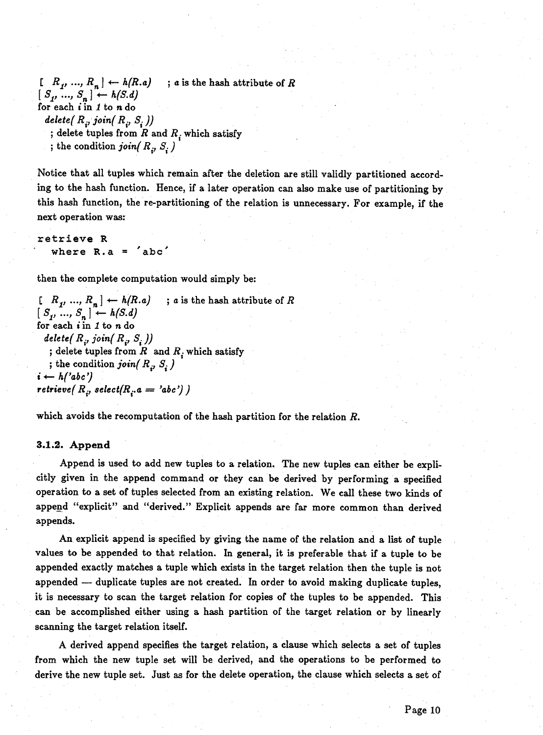$[R_1, ..., R_n] \leftarrow h(R.a)$ ; $a$ is the hash attribute of $R$
$[S_1, ..., S_n] \leftarrow h(S.d)$
for each $i$ in $1$ to $n$ do
  *delete*( $R_i$, *join*( $R_i$, $S_i$ ))
   ; delete tuples from $R$ and $R_i$ which satisfy
   ; the condition *join*( $R_i$, $S_i$ )

Notice that all tuples which remain after the deletion are still validly partitioned according to the hash function. Hence, if a later operation can also make use of partitioning by this hash function, the re-partitioning of the relation is unnecessary. For example, if the next operation was:

```
retrieve R
  where R.a = 'abc'
```

then the complete computation would simply be:

$[R_1, ..., R_n] \leftarrow h(R.a)$ ; $a$ is the hash attribute of $R$
$[S_1, ..., S_n] \leftarrow h(S.d)$
for each $i$ in $1$ to $n$ do
  *delete*( $R_i$, *join*( $R_i$, $S_i$ ))
   ; delete tuples from $R$ and $R_i$ which satisfy
   ; the condition *join*( $R_i$, $S_i$ )
$i \leftarrow h('abc')$
*retrieve*( $R_i$, *select*( $R_i.a$ = *'abc'*) )

which avoids the recomputation of the hash partition for the relation $R$.

### 3.1.2. Append

Append is used to add new tuples to a relation. The new tuples can either be explicitly given in the append command or they can be derived by performing a specified operation to a set of tuples selected from an existing relation. We call these two kinds of append "explicit" and "derived." Explicit appends are far more common than derived appends.

An explicit append is specified by giving the name of the relation and a list of tuple values to be appended to that relation. In general, it is preferable that if a tuple to be appended exactly matches a tuple which exists in the target relation then the tuple is not appended — duplicate tuples are not created. In order to avoid making duplicate tuples, it is necessary to scan the target relation for copies of the tuples to be appended. This can be accomplished either using a hash partition of the target relation or by linearly scanning the target relation itself.

A derived append specifies the target relation, a clause which selects a set of tuples from which the new tuple set will be derived, and the operations to be performed to derive the new tuple set. Just as for the delete operation, the clause which selects a set of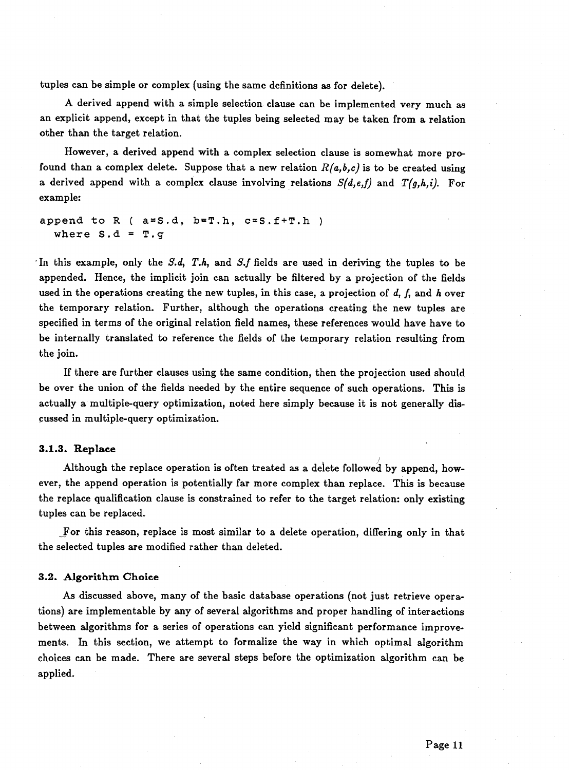tuples can be simple or complex (using the same definitions as for delete).

A derived append with a simple selection clause can be implemented very much as an explicit append, except in that the tuples being selected may be taken from a relation other than the target relation.

However, a derived append with a complex selection clause is somewhat more profound than a complex delete. Suppose that a new relation *R(a,b,c)* is to be created using a derived append with a complex clause involving relations *S(d,e,f)* and *T(g,h,i)*. For example:

```
append to R ( a=S.d, b=T.h, c=S.f+T.h )
  where S.d = T.g
```

In this example, only the *S.d*, *T.h*, and *S.f* fields are used in deriving the tuples to be appended. Hence, the implicit join can actually be filtered by a projection of the fields used in the operations creating the new tuples, in this case, a projection of *d*, *f*, and *h* over the temporary relation. Further, although the operations creating the new tuples are specified in terms of the original relation field names, these references would have have to be internally translated to reference the fields of the temporary relation resulting from the join.

If there are further clauses using the same condition, then the projection used should be over the union of the fields needed by the entire sequence of such operations. This is actually a multiple-query optimization, noted here simply because it is not generally discussed in multiple-query optimization.

### 3.1.3. Replace

Although the replace operation is often treated as a delete followed by append, however, the append operation is potentially far more complex than replace. This is because the replace qualification clause is constrained to refer to the target relation: only existing tuples can be replaced.

For this reason, replace is most similar to a delete operation, differing only in that the selected tuples are modified rather than deleted.

## 3.2. Algorithm Choice

As discussed above, many of the basic database operations (not just retrieve operations) are implementable by any of several algorithms and proper handling of interactions between algorithms for a series of operations can yield significant performance improvements. In this section, we attempt to formalize the way in which optimal algorithm choices can be made. There are several steps before the optimization algorithm can be applied.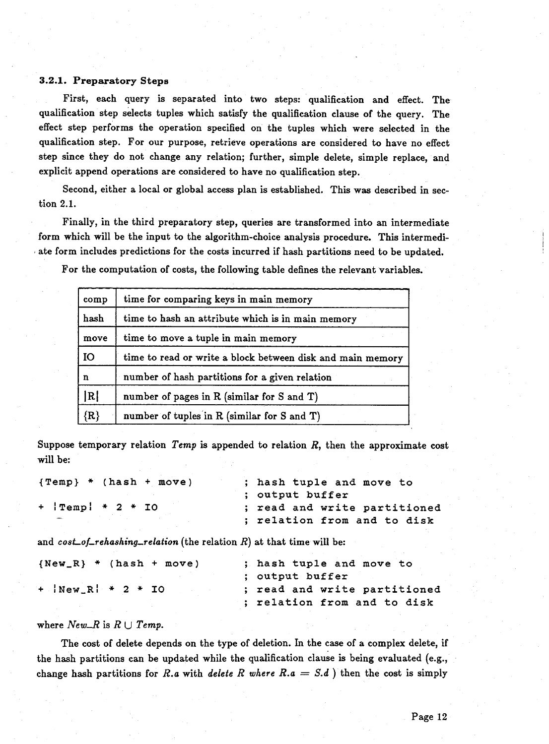### 3.2.1. Preparatory Steps

First, each query is separated into two steps: qualification and effect. The qualification step selects tuples which satisfy the qualification clause of the query. The effect step performs the operation specified on the tuples which were selected in the qualification step. For our purpose, retrieve operations are considered to have no effect step since they do not change any relation; further, simple delete, simple replace, and explicit append operations are considered to have no qualification step.

Second, either a local or global access plan is established. This was described in section 2.1.

Finally, in the third preparatory step, queries are transformed into an intermediate form which will be the input to the algorithm-choice analysis procedure. This intermediate form includes predictions for the costs incurred if hash partitions need to be updated.

For the computation of costs, the following table defines the relevant variables.

| | |
|---|---|
| comp | time for comparing keys in main memory |
| hash | time to hash an attribute which is in main memory |
| move | time to move a tuple in main memory |
| IO | time to read or write a block between disk and main memory |
| n | number of hash partitions for a given relation |
| \|R\| | number of pages in R (similar for S and T) |
| {R} | number of tuples in R (similar for S and T) |

Suppose temporary relation *Temp* is appended to relation *R*, then the approximate cost will be:

```
{Temp} * (hash + move)        ; hash tuple and move to
                              ; output buffer
+ |Temp| * 2 * IO             ; read and write partitioned
                              ; relation from and to disk
```

and *cost_of_rehashing_relation* (the relation *R*) at that time will be:

```
{New_R} * (hash + move)       ; hash tuple and move to
                              ; output buffer
+ |New_R| * 2 * IO            ; read and write partitioned
                              ; relation from and to disk
```

where *New_R* is $R \cup Temp$.

The cost of delete depends on the type of deletion. In the case of a complex delete, if the hash partitions can be updated while the qualification clause is being evaluated (e.g., change hash partitions for *R.a* with *delete R where R.a = S.d* ) then the cost is simply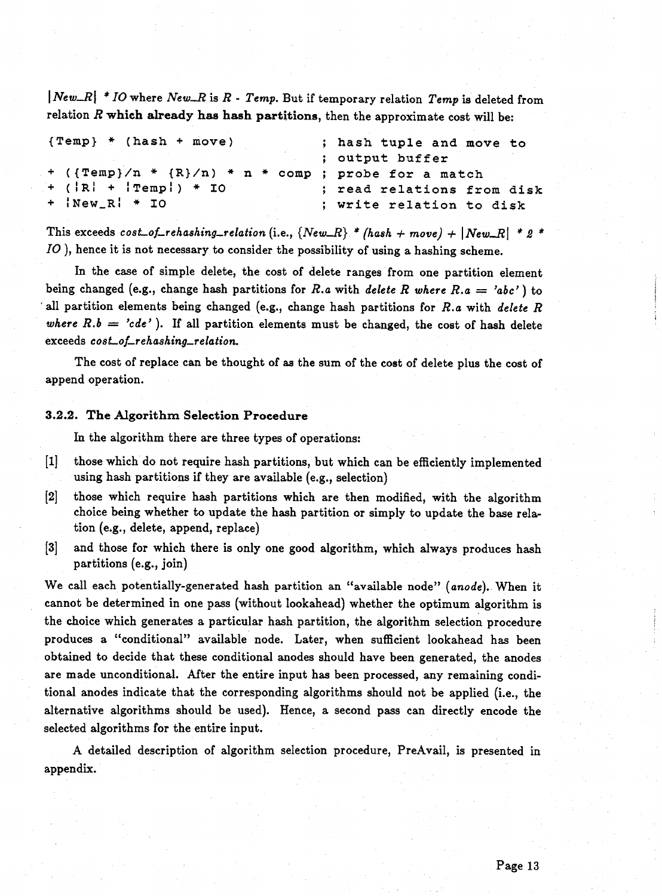$|New\_R|$ * *IO* where *New_R* is *R* - *Temp*. But if temporary relation *Temp* is deleted from relation *R* **which already has hash partitions**, then the approximate cost will be:

```
{Temp} * (hash + move)                 ; hash tuple and move to
                                       ; output buffer
+ ({Temp}/n * {R}/n) * n * comp        ; probe for a match
+ (|R| + |Temp|) * IO                  ; read relations from disk
+ |New_R| * IO                         ; write relation to disk
```

This exceeds *cost_of_rehashing_relation* (i.e., $\{New\_R\}$ * $(hash + move)$ + $|New\_R|$ * $2$ * *IO* ), hence it is not necessary to consider the possibility of using a hashing scheme.

In the case of simple delete, the cost of delete ranges from one partition element being changed (e.g., change hash partitions for *R.a* with *delete R where R.a = 'abc'* ) to all partition elements being changed (e.g., change hash partitions for *R.a* with *delete R where R.b = 'cde'* ). If all partition elements must be changed, the cost of hash delete exceeds *cost_of_rehashing_relation*.

The cost of replace can be thought of as the sum of the cost of delete plus the cost of append operation.

### 3.2.2. The Algorithm Selection Procedure

In the algorithm there are three types of operations:

[1] those which do not require hash partitions, but which can be efficiently implemented using hash partitions if they are available (e.g., selection)

[2] those which require hash partitions which are then modified, with the algorithm choice being whether to update the hash partition or simply to update the base relation (e.g., delete, append, replace)

[3] and those for which there is only one good algorithm, which always produces hash partitions (e.g., join)

We call each potentially-generated hash partition an "available node" (*anode*). When it cannot be determined in one pass (without lookahead) whether the optimum algorithm is the choice which generates a particular hash partition, the algorithm selection procedure produces a "conditional" available node. Later, when sufficient lookahead has been obtained to decide that these conditional anodes should have been generated, the anodes are made unconditional. After the entire input has been processed, any remaining conditional anodes indicate that the corresponding algorithms should not be applied (i.e., the alternative algorithms should be used). Hence, a second pass can directly encode the selected algorithms for the entire input.

A detailed description of algorithm selection procedure, PreAvail, is presented in appendix.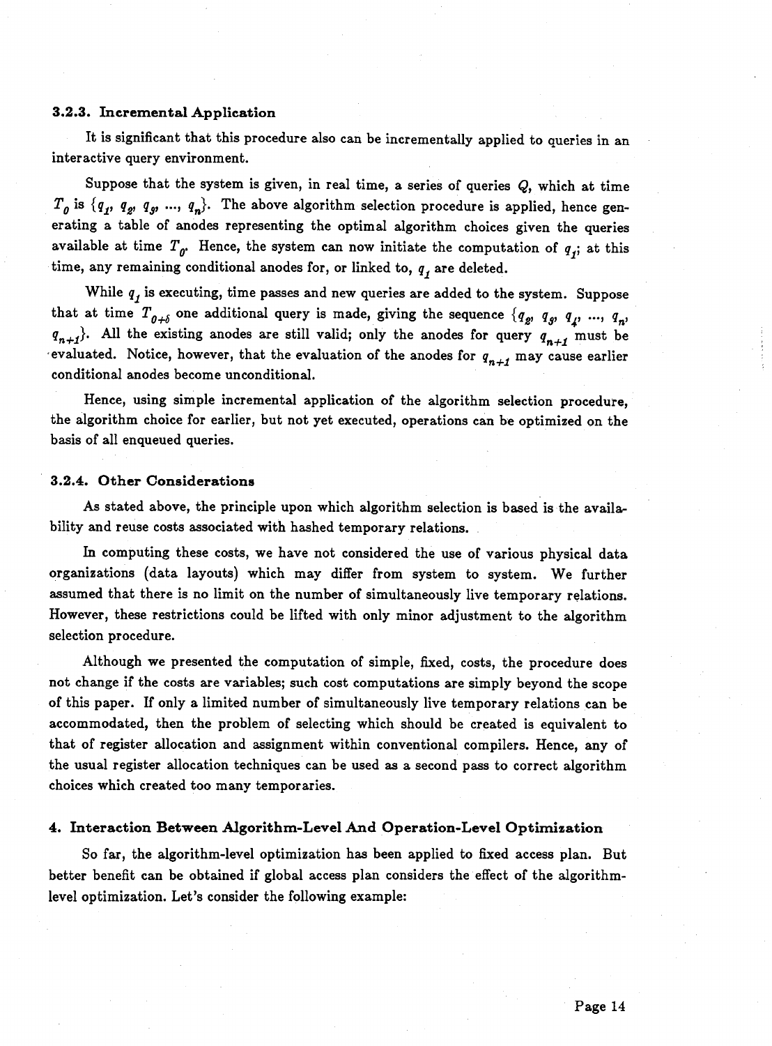### 3.2.3. Incremental Application

It is significant that this procedure also can be incrementally applied to queries in an interactive query environment.

Suppose that the system is given, in real time, a series of queries $Q$, which at time $T_0$ is $\{q_1, q_2, q_3, ..., q_n\}$. The above algorithm selection procedure is applied, hence generating a table of anodes representing the optimal algorithm choices given the queries available at time $T_0$. Hence, the system can now initiate the computation of $q_1$; at this time, any remaining conditional anodes for, or linked to, $q_1$ are deleted.

While $q_1$ is executing, time passes and new queries are added to the system. Suppose that at time $T_{0+\delta}$ one additional query is made, giving the sequence $\{q_2, q_3, q_4, ..., q_n, q_{n+1}\}$. All the existing anodes are still valid; only the anodes for query $q_{n+1}$ must be evaluated. Notice, however, that the evaluation of the anodes for $q_{n+1}$ may cause earlier conditional anodes become unconditional.

Hence, using simple incremental application of the algorithm selection procedure, the algorithm choice for earlier, but not yet executed, operations can be optimized on the basis of all enqueued queries.

### 3.2.4. Other Considerations

As stated above, the principle upon which algorithm selection is based is the availability and reuse costs associated with hashed temporary relations.

In computing these costs, we have not considered the use of various physical data organizations (data layouts) which may differ from system to system. We further assumed that there is no limit on the number of simultaneously live temporary relations. However, these restrictions could be lifted with only minor adjustment to the algorithm selection procedure.

Although we presented the computation of simple, fixed, costs, the procedure does not change if the costs are variables; such cost computations are simply beyond the scope of this paper. If only a limited number of simultaneously live temporary relations can be accommodated, then the problem of selecting which should be created is equivalent to that of register allocation and assignment within conventional compilers. Hence, any of the usual register allocation techniques can be used as a second pass to correct algorithm choices which created too many temporaries.

## 4. Interaction Between Algorithm-Level And Operation-Level Optimization

So far, the algorithm-level optimization has been applied to fixed access plan. But better benefit can be obtained if global access plan considers the effect of the algorithm-level optimization. Let's consider the following example: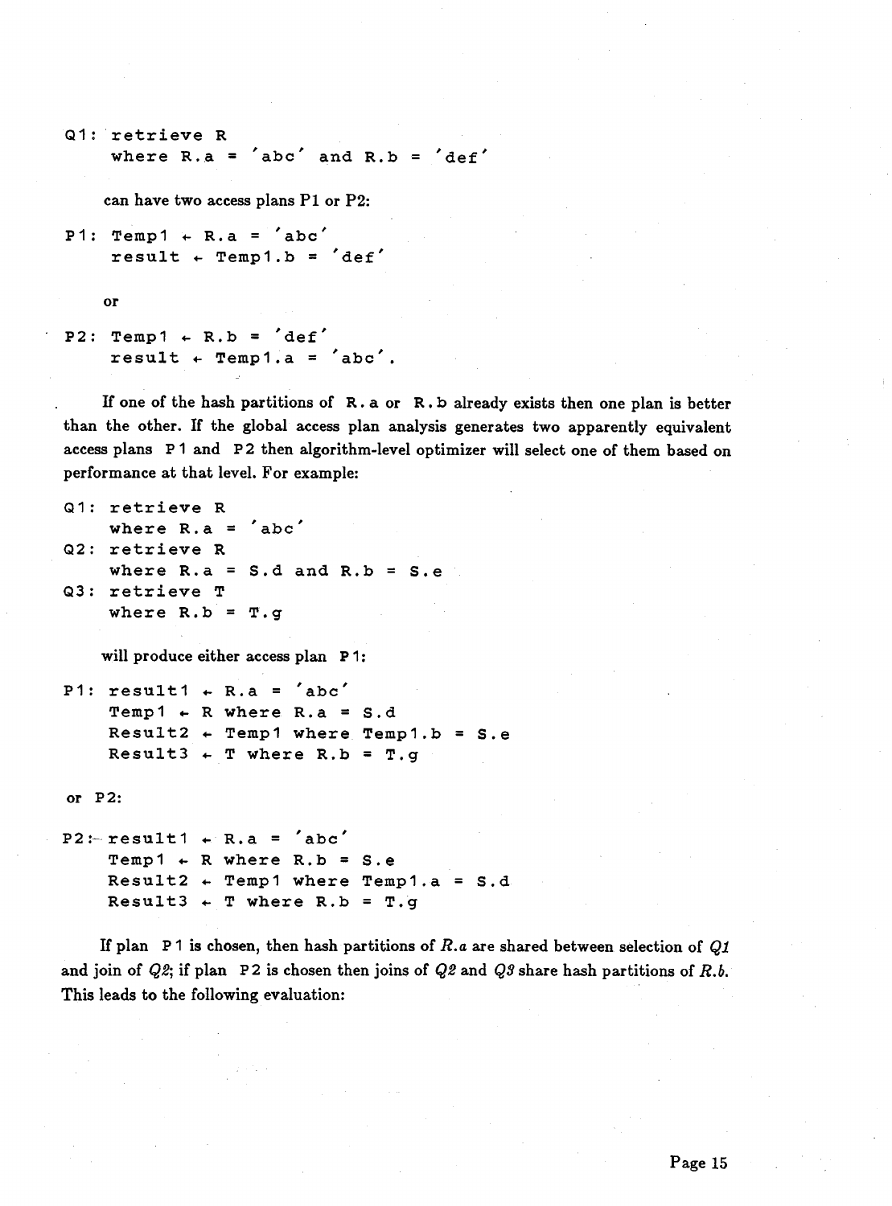```
Q1: retrieve R
    where R.a = 'abc' and R.b = 'def'
```

can have two access plans P1 or P2:

```
P1: Temp1 ← R.a = 'abc'
    result ← Temp1.b = 'def'
```

or

```
P2: Temp1 ← R.b = 'def'
    result ← Temp1.a = 'abc'.
```

If one of the hash partitions of R.a or R.b already exists then one plan is better than the other. If the global access plan analysis generates two apparently equivalent access plans P1 and P2 then algorithm-level optimizer will select one of them based on performance at that level. For example:

```
Q1: retrieve R
    where R.a = 'abc'
Q2: retrieve R
    where R.a = S.d and R.b = S.e
Q3: retrieve T
    where R.b = T.g
```

will produce either access plan P1:

```
P1: result1 ← R.a = 'abc'
    Temp1 ← R where R.a = S.d
    Result2 ← Temp1 where Temp1.b = S.e
    Result3 ← T where R.b = T.g
```

or P2:

```
P2: result1 ← R.a = 'abc'
    Temp1 ← R where R.b = S.e
    Result2 ← Temp1 where Temp1.a = S.d
    Result3 ← T where R.b = T.g
```

If plan P1 is chosen, then hash partitions of *R.a* are shared between selection of *Q1* and join of *Q2*; if plan P2 is chosen then joins of *Q2* and *Q3* share hash partitions of *R.b*. This leads to the following evaluation: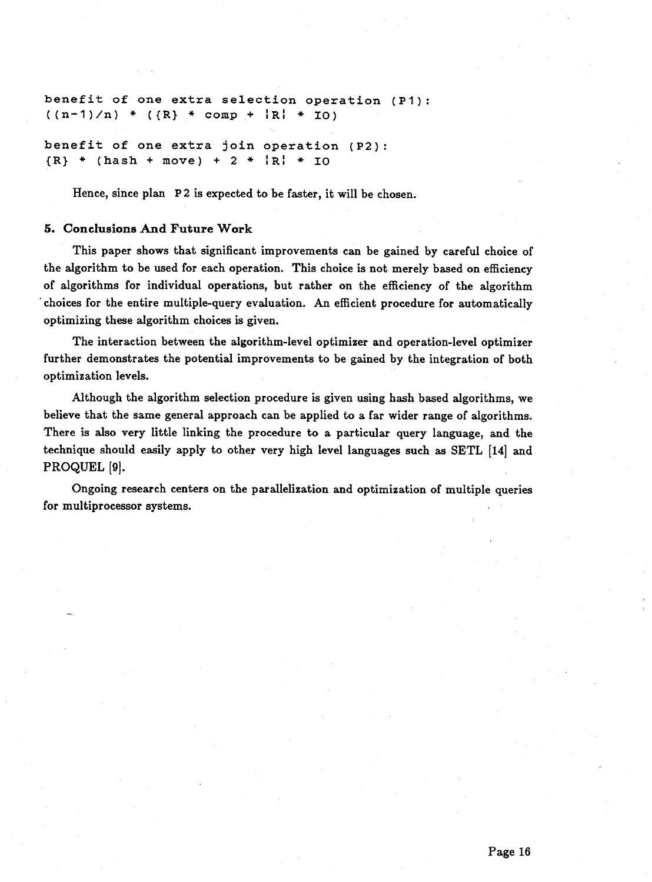```
benefit of one extra selection operation (P1):
((n-1)/n) * ({R} * comp + |R| * IO)

benefit of one extra join operation (P2):
{R} * (hash + move) + 2 * |R| * IO
```

Hence, since plan P2 is expected to be faster, it will be chosen.

## 5. Conclusions And Future Work

This paper shows that significant improvements can be gained by careful choice of the algorithm to be used for each operation. This choice is not merely based on efficiency of algorithms for individual operations, but rather on the efficiency of the algorithm choices for the entire multiple-query evaluation. An efficient procedure for automatically optimizing these algorithm choices is given.

The interaction between the algorithm-level optimizer and operation-level optimizer further demonstrates the potential improvements to be gained by the integration of both optimization levels.

Although the algorithm selection procedure is given using hash based algorithms, we believe that the same general approach can be applied to a far wider range of algorithms. There is also very little linking the procedure to a particular query language, and the technique should easily apply to other very high level languages such as SETL [14] and PROQUEL [9].

Ongoing research centers on the parallelization and optimization of multiple queries for multiprocessor systems.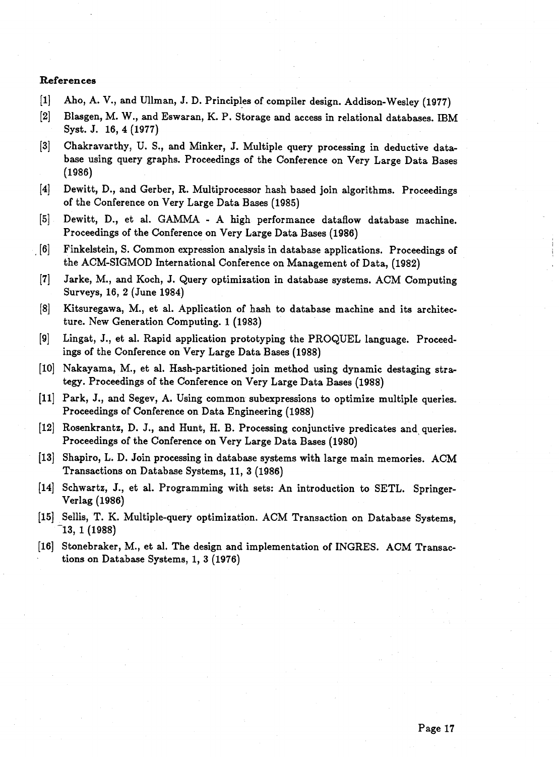**References**

[1] Aho, A. V., and Ullman, J. D. Principles of compiler design. Addison-Wesley (1977)

[2] Blasgen, M. W., and Eswaran, K. P. Storage and access in relational databases. IBM Syst. J. 16, 4 (1977)

[3] Chakravarthy, U. S., and Minker, J. Multiple query processing in deductive database using query graphs. Proceedings of the Conference on Very Large Data Bases (1986)

[4] Dewitt, D., and Gerber, R. Multiprocessor hash based join algorithms. Proceedings of the Conference on Very Large Data Bases (1985)

[5] Dewitt, D., et al. GAMMA - A high performance dataflow database machine. Proceedings of the Conference on Very Large Data Bases (1986)

[6] Finkelstein, S. Common expression analysis in database applications. Proceedings of the ACM-SIGMOD International Conference on Management of Data, (1982)

[7] Jarke, M., and Koch, J. Query optimization in database systems. ACM Computing Surveys, 16, 2 (June 1984)

[8] Kitsuregawa, M., et al. Application of hash to database machine and its architecture. New Generation Computing. 1 (1983)

[9] Lingat, J., et al. Rapid application prototyping the PROQUEL language. Proceedings of the Conference on Very Large Data Bases (1988)

[10] Nakayama, M., et al. Hash-partitioned join method using dynamic destaging strategy. Proceedings of the Conference on Very Large Data Bases (1988)

[11] Park, J., and Segev, A. Using common subexpressions to optimize multiple queries. Proceedings of Conference on Data Engineering (1988)

[12] Rosenkrantz, D. J., and Hunt, H. B. Processing conjunctive predicates and queries. Proceedings of the Conference on Very Large Data Bases (1980)

[13] Shapiro, L. D. Join processing in database systems with large main memories. ACM Transactions on Database Systems, 11, 3 (1986)

[14] Schwartz, J., et al. Programming with sets: An introduction to SETL. Springer-Verlag (1986)

[15] Sellis, T. K. Multiple-query optimization. ACM Transaction on Database Systems, 13, 1 (1988)

[16] Stonebraker, M., et al. The design and implementation of INGRES. ACM Transactions on Database Systems, 1, 3 (1976)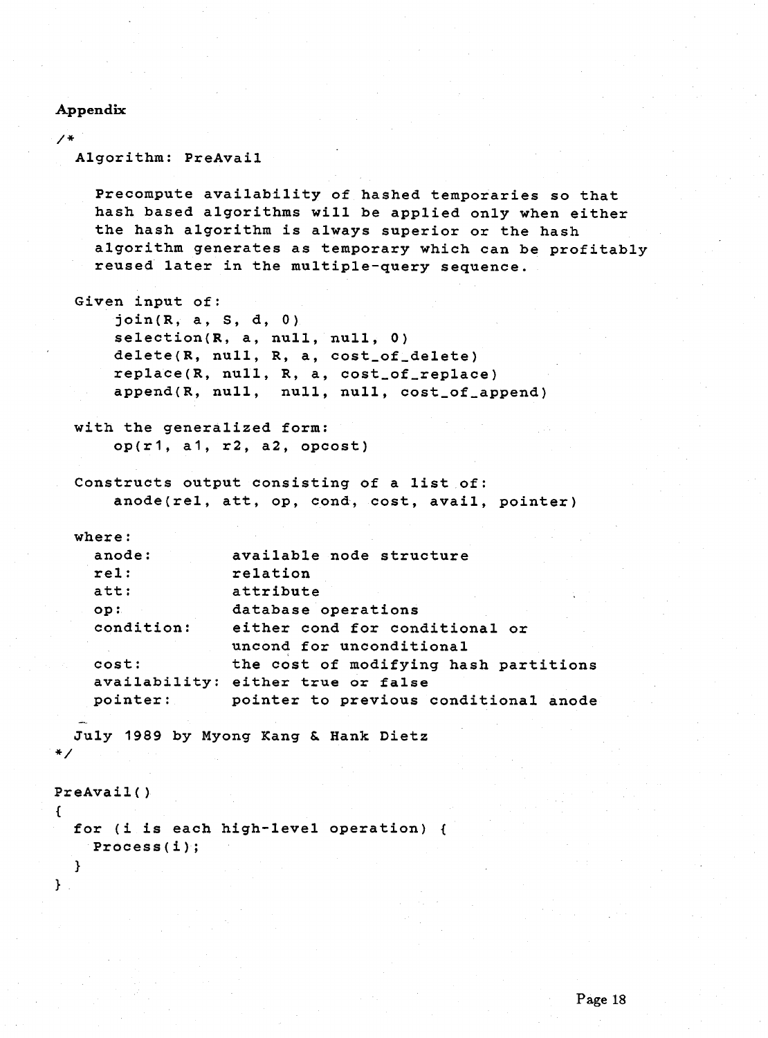**Appendix**

```
/*
  Algorithm: PreAvail

    Precompute availability of hashed temporaries so that
    hash based algorithms will be applied only when either
    the hash algorithm is always superior or the hash
    algorithm generates as temporary which can be profitably
    reused later in the multiple-query sequence.

  Given input of:
      join(R, a, S, d, 0)
      selection(R, a, null, null, 0)
      delete(R, null, R, a, cost_of_delete)
      replace(R, null, R, a, cost_of_replace)
      append(R, null,  null, null, cost_of_append)

  with the generalized form:
      op(r1, a1, r2, a2, opcost)

  Constructs output consisting of a list of:
      anode(rel, att, op, cond, cost, avail, pointer)

  where:
    anode:        available node structure
    rel:          relation
    att:          attribute
    op:           database operations
    condition:    either cond for conditional or
                  uncond for unconditional
    cost:         the cost of modifying hash partitions
    availability: either true or false
    pointer:      pointer to previous conditional anode

  July 1989 by Myong Kang & Hank Dietz
*/

PreAvail()
{
  for (i is each high-level operation) {
    Process(i);
  }
}
```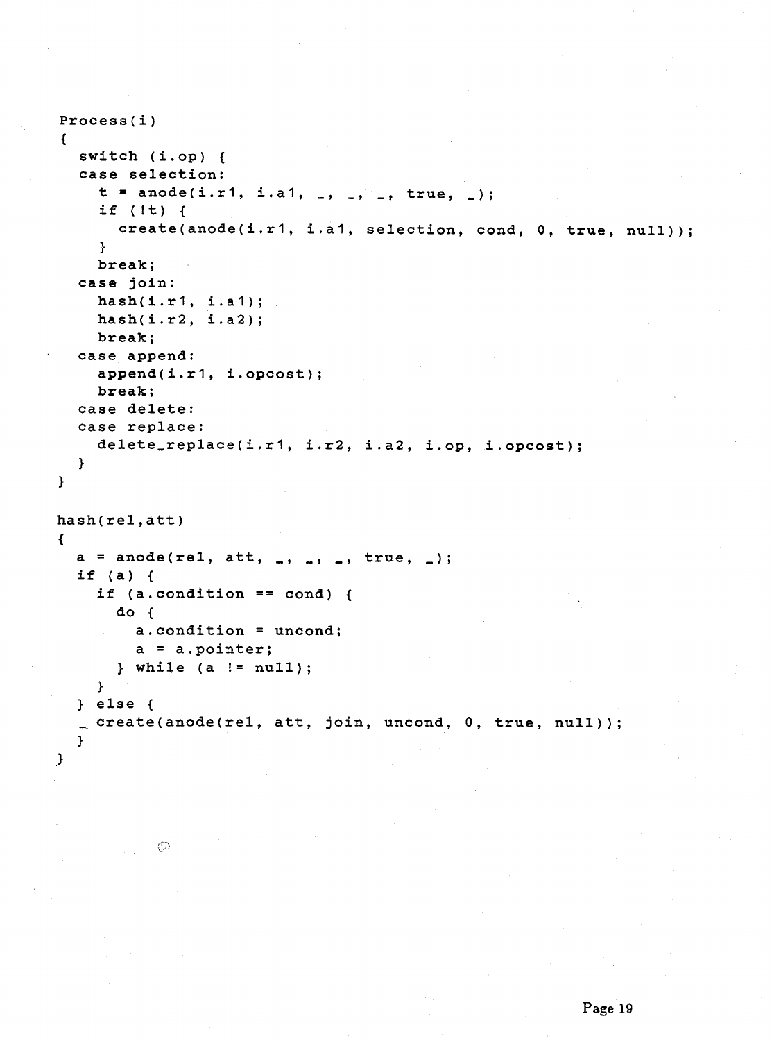```
Process(i)
{
  switch (i.op) {
  case selection:
    t = anode(i.r1, i.a1, _, _, _, true, _);
    if (!t) {
      create(anode(i.r1, i.a1, selection, cond, 0, true, null));
    }
    break;
  case join:
    hash(i.r1, i.a1);
    hash(i.r2, i.a2);
    break;
  case append:
    append(i.r1, i.opcost);
    break;
  case delete:
  case replace:
    delete_replace(i.r1, i.r2, i.a2, i.op, i.opcost);
  }
}

hash(rel,att)
{
  a = anode(rel, att, _, _, _, true, _);
  if (a) {
    if (a.condition == cond) {
      do {
        a.condition = uncond;
        a = a.pointer;
      } while (a != null);
    }
  } else {
    create(anode(rel, att, join, uncond, 0, true, null));
  }
}
```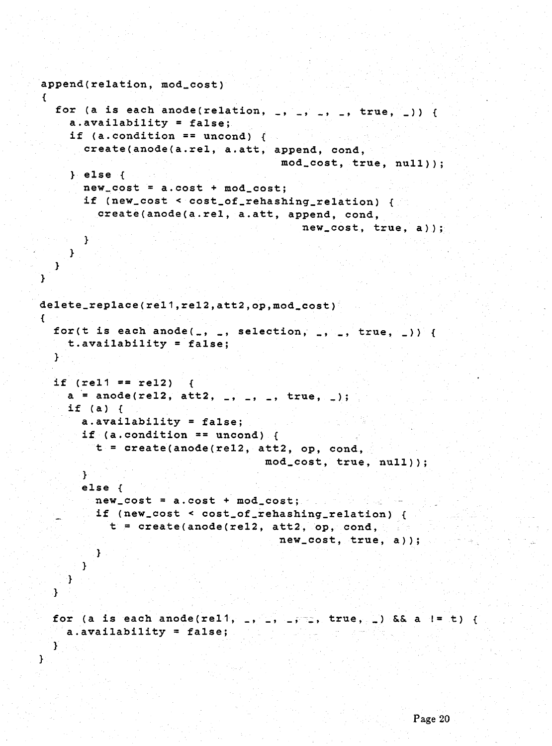```
append(relation, mod_cost)
{
  for (a is each anode(relation, _, _, _, true, _)) {
    a.availability = false;
    if (a.condition == uncond) {
      create(anode(a.rel, a.att, append, cond,
                                    mod_cost, true, null));
    } else {
      new_cost = a.cost + mod_cost;
      if (new_cost < cost_of_rehashing_relation) {
        create(anode(a.rel, a.att, append, cond,
                                       new_cost, true, a));
      }
    }
  }
}

delete_replace(rel1,rel2,att2,op,mod_cost)
{
  for(t is each anode(_, _, selection, _, _, true, _)) {
    t.availability = false;
  }

  if (rel1 == rel2)  {
    a = anode(rel2, att2, _, _, _, true, _);
    if (a) {
      a.availability = false;
      if (a.condition == uncond) {
        t = create(anode(rel2, att2, op, cond,
                                  mod_cost, true, null));
      }
      else {
        new_cost = a.cost + mod_cost;
        if (new_cost < cost_of_rehashing_relation) {
          t = create(anode(rel2, att2, op, cond,
                                    new_cost, true, a));
        }
      }
    }
  }

  for (a is each anode(rel1, _, _, _, _, true, _) && a != t) {
    a.availability = false;
  }
}
```